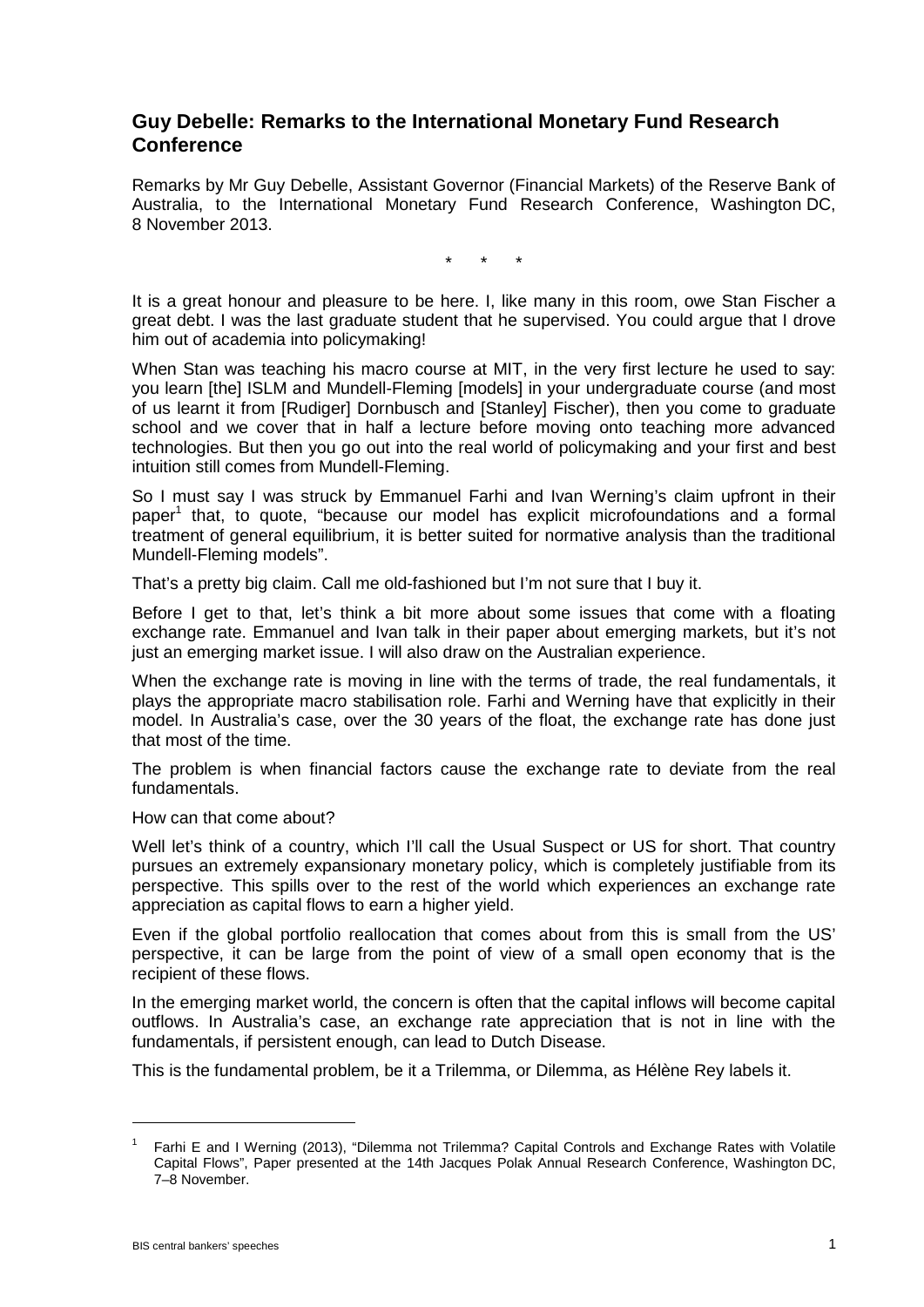## Guy Debelle: Remarks to the International Monetary Fund Research Conference

Remarks by Mr Guy Debelle, Assistant Governor (Financial Markets) of the Reserve Bank of Australia, to the International Monetary Fund Research Conference, Washington DC, 8 November 2013.

\* \* \*

It is a great honour and pleasure to be here. I, like many in this room, owe Stan Fischer a great debt. I was the last graduate student that he supervised. You could argue that I drove him out of academia into policymaking!

When Stan was teaching his macro course at MIT, in the very first lecture he used to say: you learn [the] ISLM and Mundell-Fleming [models] in your undergraduate course (and most of us learnt it from [Rudiger] Dornbusch and [Stanley] Fischer), then you come to graduate school and we cover that in half a lecture before moving onto teaching more advanced technologies. But then you go out into the real world of policymaking and your first and best intuition still comes from Mundell-Fleming.

So I must say I was struck by Emmanuel Farhi and Ivan Werning's claim upfront in their paper[1] that, to quote, "because our model has explicit microfoundations and a formal treatment of general equilibrium, it is better suited for normative analysis than the traditional Mundell-Fleming models".

That's a pretty big claim. Call me old-fashioned but I'm not sure that I buy it.

Before I get to that, let's think a bit more about some issues that come with a floating exchange rate. Emmanuel and Ivan talk in their paper about emerging markets, but it's not just an emerging market issue. I will also draw on the Australian experience.

When the exchange rate is moving in line with the terms of trade, the real fundamentals, it plays the appropriate macro stabilisation role. Farhi and Werning have that explicitly in their model. In Australia's case, over the 30 years of the float, the exchange rate has done just that most of the time.

The problem is when financial factors cause the exchange rate to deviate from the real fundamentals.

How can that come about?

Well let's think of a country, which I'll call the Usual Suspect or US for short. That country pursues an extremely expansionary monetary policy, which is completely justifiable from its perspective. This spills over to the rest of the world which experiences an exchange rate appreciation as capital flows to earn a higher yield.

Even if the global portfolio reallocation that comes about from this is small from the US' perspective, it can be large from the point of view of a small open economy that is the recipient of these flows.

In the emerging market world, the concern is often that the capital inflows will become capital outflows. In Australia's case, an exchange rate appreciation that is not in line with the fundamentals, if persistent enough, can lead to Dutch Disease.

This is the fundamental problem, be it a Trilemma, or Dilemma, as Hélène Rey labels it.

[1] Farhi E and I Werning (2013), "Dilemma not Trilemma? Capital Controls and Exchange Rates with Volatile Capital Flows", Paper presented at the 14th Jacques Polak Annual Research Conference, Washington DC, 7–8 November.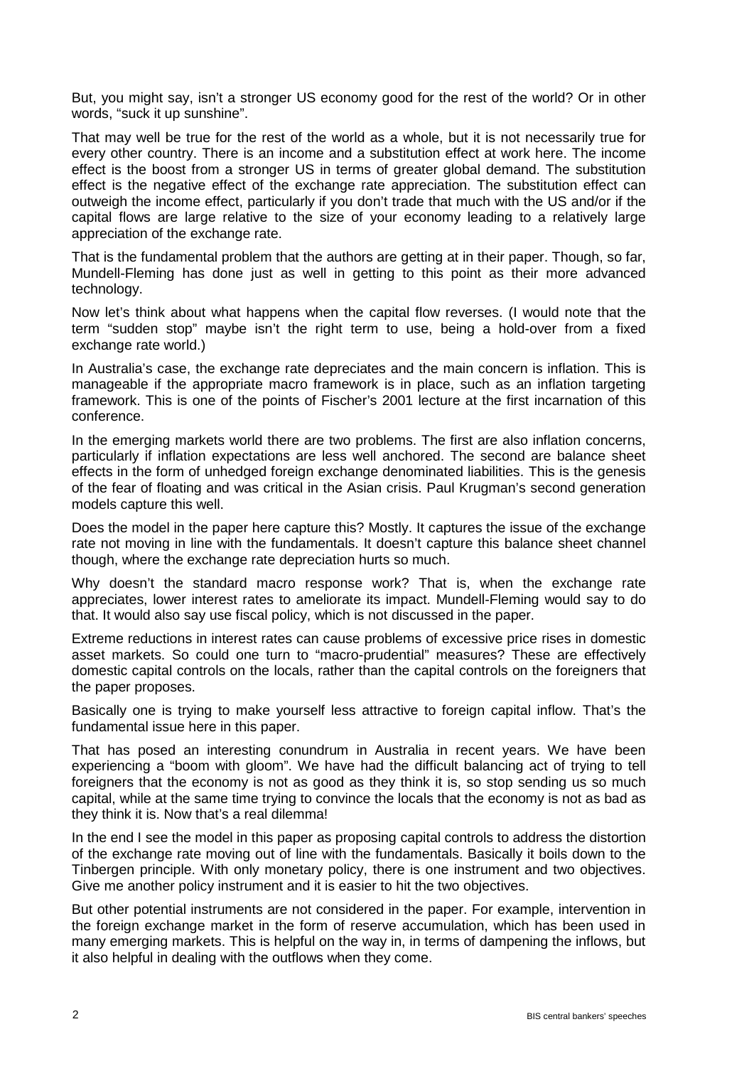But, you might say, isn't a stronger US economy good for the rest of the world? Or in other words, "suck it up sunshine".

That may well be true for the rest of the world as a whole, but it is not necessarily true for every other country. There is an income and a substitution effect at work here. The income effect is the boost from a stronger US in terms of greater global demand. The substitution effect is the negative effect of the exchange rate appreciation. The substitution effect can outweigh the income effect, particularly if you don't trade that much with the US and/or if the capital flows are large relative to the size of your economy leading to a relatively large appreciation of the exchange rate.

That is the fundamental problem that the authors are getting at in their paper. Though, so far, Mundell-Fleming has done just as well in getting to this point as their more advanced technology.

Now let's think about what happens when the capital flow reverses. (I would note that the term "sudden stop" maybe isn't the right term to use, being a hold-over from a fixed exchange rate world.)

In Australia's case, the exchange rate depreciates and the main concern is inflation. This is manageable if the appropriate macro framework is in place, such as an inflation targeting framework. This is one of the points of Fischer's 2001 lecture at the first incarnation of this conference.

In the emerging markets world there are two problems. The first are also inflation concerns, particularly if inflation expectations are less well anchored. The second are balance sheet effects in the form of unhedged foreign exchange denominated liabilities. This is the genesis of the fear of floating and was critical in the Asian crisis. Paul Krugman's second generation models capture this well.

Does the model in the paper here capture this? Mostly. It captures the issue of the exchange rate not moving in line with the fundamentals. It doesn't capture this balance sheet channel though, where the exchange rate depreciation hurts so much.

Why doesn't the standard macro response work? That is, when the exchange rate appreciates, lower interest rates to ameliorate its impact. Mundell-Fleming would say to do that. It would also say use fiscal policy, which is not discussed in the paper.

Extreme reductions in interest rates can cause problems of excessive price rises in domestic asset markets. So could one turn to "macro-prudential" measures? These are effectively domestic capital controls on the locals, rather than the capital controls on the foreigners that the paper proposes.

Basically one is trying to make yourself less attractive to foreign capital inflow. That's the fundamental issue here in this paper.

That has posed an interesting conundrum in Australia in recent years. We have been experiencing a "boom with gloom". We have had the difficult balancing act of trying to tell foreigners that the economy is not as good as they think it is, so stop sending us so much capital, while at the same time trying to convince the locals that the economy is not as bad as they think it is. Now that's a real dilemma!

In the end I see the model in this paper as proposing capital controls to address the distortion of the exchange rate moving out of line with the fundamentals. Basically it boils down to the Tinbergen principle. With only monetary policy, there is one instrument and two objectives. Give me another policy instrument and it is easier to hit the two objectives.

But other potential instruments are not considered in the paper. For example, intervention in the foreign exchange market in the form of reserve accumulation, which has been used in many emerging markets. This is helpful on the way in, in terms of dampening the inflows, but it also helpful in dealing with the outflows when they come.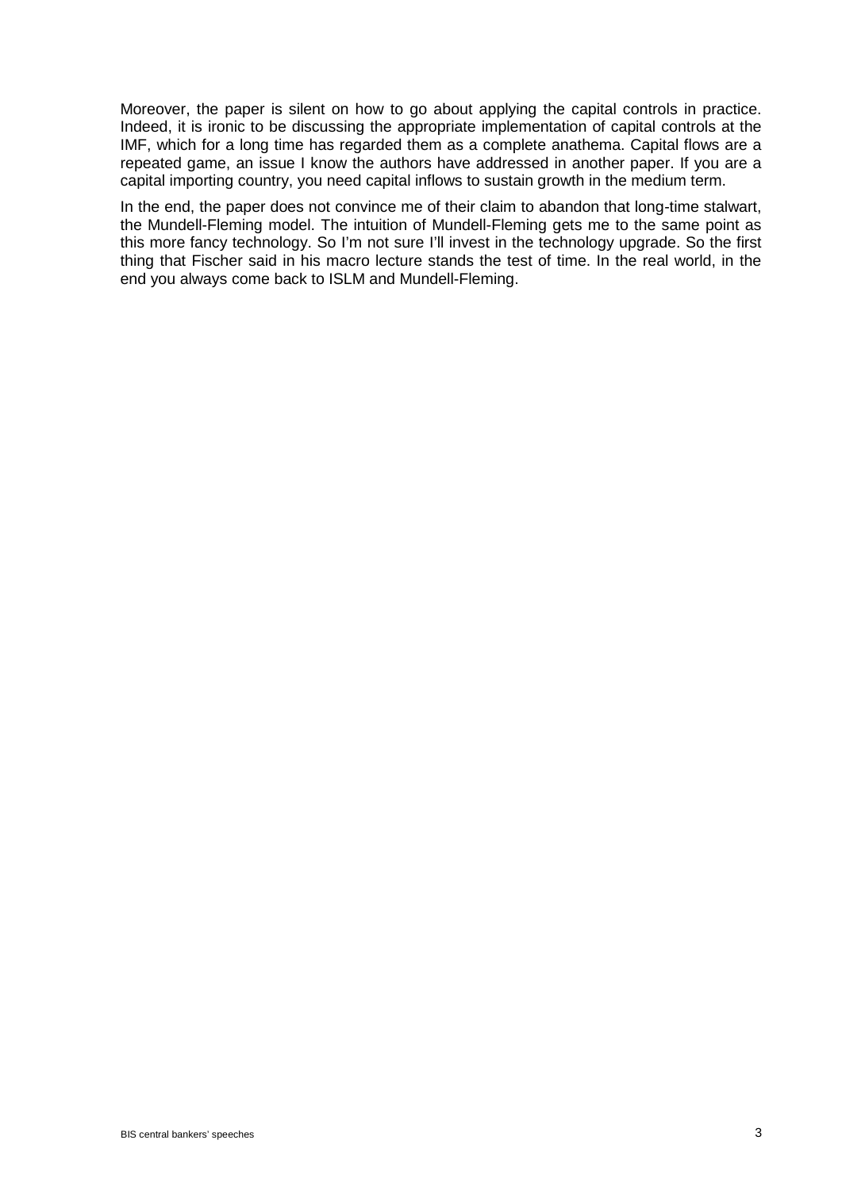Moreover, the paper is silent on how to go about applying the capital controls in practice. Indeed, it is ironic to be discussing the appropriate implementation of capital controls at the IMF, which for a long time has regarded them as a complete anathema. Capital flows are a repeated game, an issue I know the authors have addressed in another paper. If you are a capital importing country, you need capital inflows to sustain growth in the medium term.

In the end, the paper does not convince me of their claim to abandon that long-time stalwart, the Mundell-Fleming model. The intuition of Mundell-Fleming gets me to the same point as this more fancy technology. So I'm not sure I'll invest in the technology upgrade. So the first thing that Fischer said in his macro lecture stands the test of time. In the real world, in the end you always come back to ISLM and Mundell-Fleming.